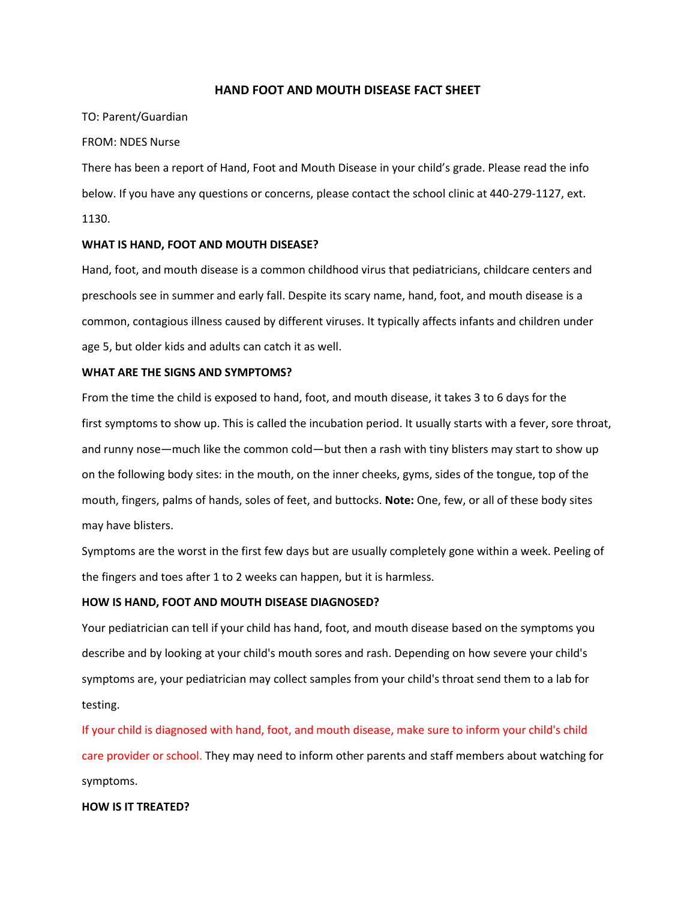# HAND FOOT AND MOUTH DISEASE FACT SHEET

TO: Parent/Guardian

FROM: NDES Nurse

There has been a report of Hand, Foot and Mouth Disease in your child's grade. Please read the info below. If you have any questions or concerns, please contact the school clinic at 440-279-1127, ext. 1130.

**WHAT IS HAND, FOOT AND MOUTH DISEASE?**

Hand, foot, and mouth disease is a common childhood virus that pediatricians, childcare centers and preschools see in summer and early fall. Despite its scary name, hand, foot, and mouth disease is a common, contagious illness caused by different viruses. It typically affects infants and children under age 5, but older kids and adults can catch it as well.

**WHAT ARE THE SIGNS AND SYMPTOMS?**

From the time the child is exposed to hand, foot, and mouth disease, it takes 3 to 6 days for the first symptoms to show up. This is called the incubation period. It usually starts with a fever, sore throat, and runny nose—much like the common cold—but then a rash with tiny blisters may start to show up on the following body sites: in the mouth, on the inner cheeks, gyms, sides of the tongue, top of the mouth, fingers, palms of hands, soles of feet, and buttocks. **Note:** One, few, or all of these body sites may have blisters.

Symptoms are the worst in the first few days but are usually completely gone within a week. Peeling of the fingers and toes after 1 to 2 weeks can happen, but it is harmless.

**HOW IS HAND, FOOT AND MOUTH DISEASE DIAGNOSED?**

Your pediatrician can tell if your child has hand, foot, and mouth disease based on the symptoms you describe and by looking at your child's mouth sores and rash. Depending on how severe your child's symptoms are, your pediatrician may collect samples from your child's throat send them to a lab for testing.

If your child is diagnosed with hand, foot, and mouth disease, make sure to inform your child's child care provider or school. They may need to inform other parents and staff members about watching for symptoms.

**HOW IS IT TREATED?**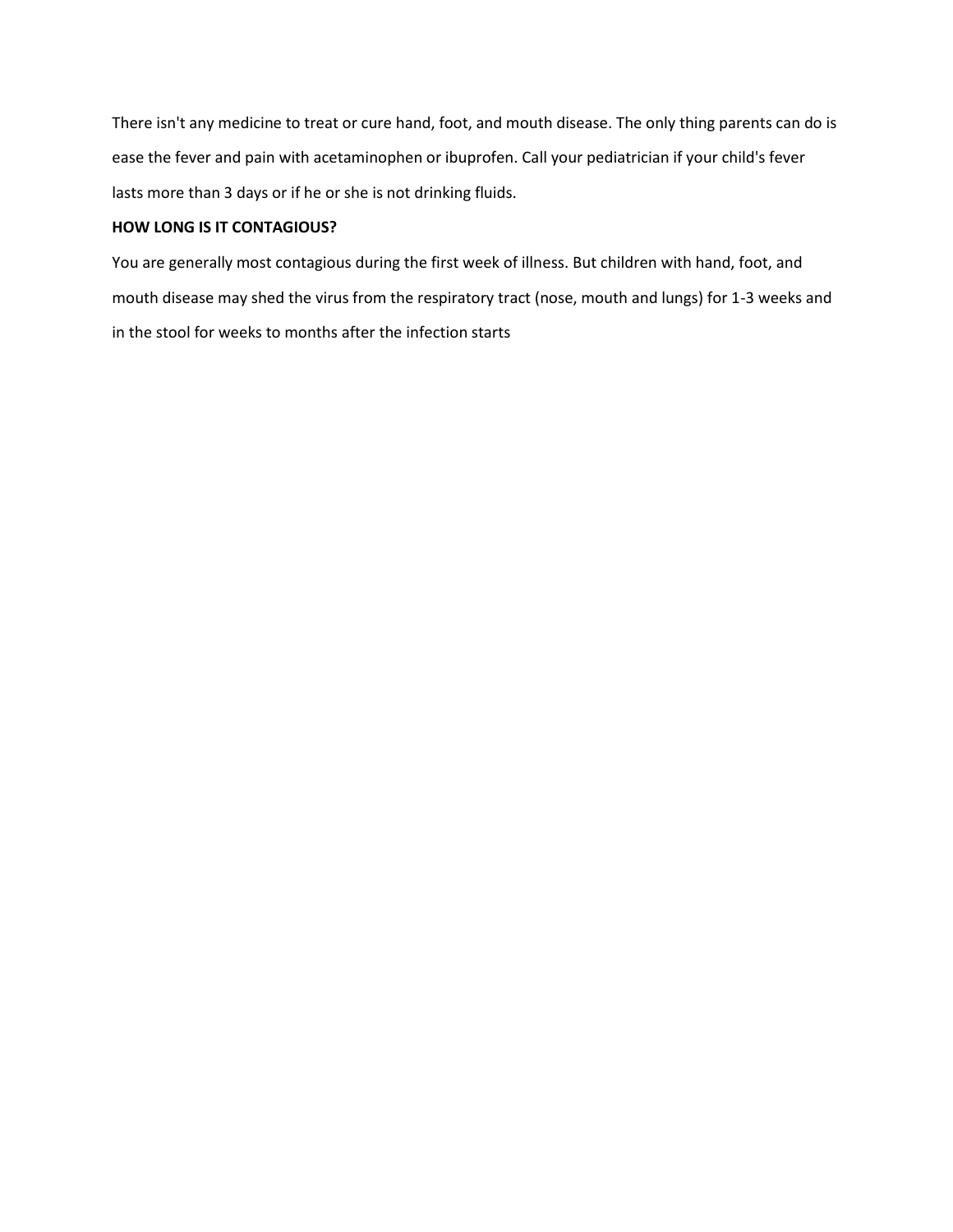There isn't any medicine to treat or cure hand, foot, and mouth disease. The only thing parents can do is ease the fever and pain with acetaminophen or ibuprofen. Call your pediatrician if your child's fever lasts more than 3 days or if he or she is not drinking fluids.

**HOW LONG IS IT CONTAGIOUS?**

You are generally most contagious during the first week of illness. But children with hand, foot, and mouth disease may shed the virus from the respiratory tract (nose, mouth and lungs) for 1-3 weeks and in the stool for weeks to months after the infection starts